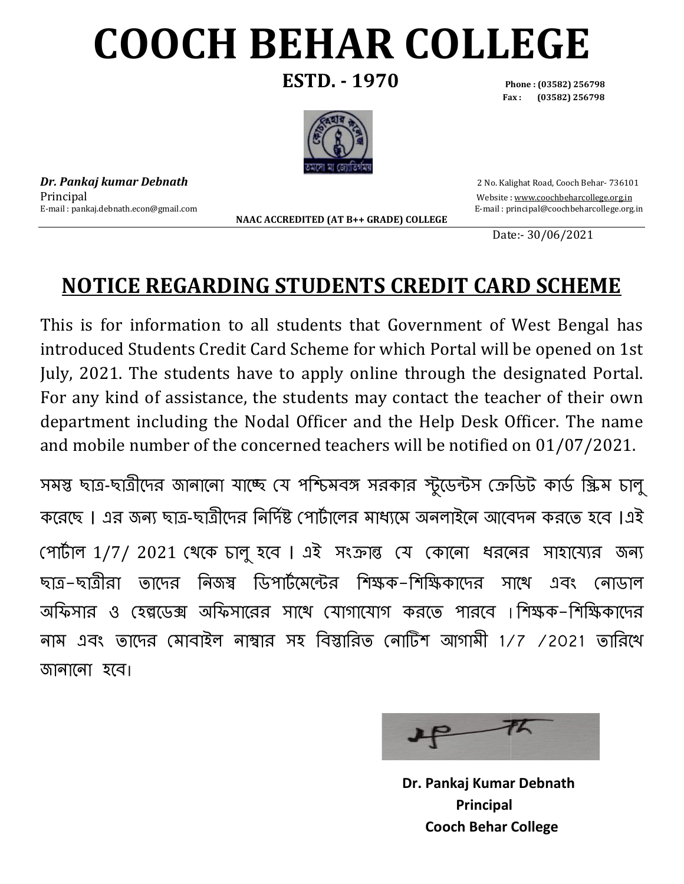# COOCH BEHAR COLLEGE

**ESTD. - 1970**

**Phone : (03582) 256798**
**Fax : (03582) 256798**

***Dr. Pankaj kumar Debnath***
Principal
E-mail : pankaj.debnath.econ@gmail.com

2 No. Kalighat Road, Cooch Behar- 736101
Website : www.coochbeharcollege.org.in
E-mail : principal@coochbeharcollege.org.in

**NAAC ACCREDITED (AT B++ GRADE) COLLEGE**

Date:- 30/06/2021

## NOTICE REGARDING STUDENTS CREDIT CARD SCHEME

This is for information to all students that Government of West Bengal has introduced Students Credit Card Scheme for which Portal will be opened on 1st July, 2021. The students have to apply online through the designated Portal. For any kind of assistance, the students may contact the teacher of their own department including the Nodal Officer and the Help Desk Officer. The name and mobile number of the concerned teachers will be notified on 01/07/2021.

সমস্ত ছাত্র-ছাত্রীদের জানানো যাচ্ছে যে পশ্চিমবঙ্গ সরকার স্টুডেন্টস ক্রেডিট কার্ড স্কিম চালু করেছে। এর জন্য ছাত্র-ছাত্রীদের নির্দিষ্ট পোর্টালের মাধ্যমে অনলাইনে আবেদন করতে হবে।এই পোর্টাল 1/7/ 2021 থেকে চালু হবে। এই সংক্রান্ত যে কোনো ধরনের সাহায্যের জন্য ছাত্র–ছাত্রীরা তাদের নিজস্ব ডিপার্টমেন্টের শিক্ষক–শিক্ষিকাদের সাথে এবং নোডাল অফিসার ও হেল্পডেস্ক অফিসারের সাথে যোগাযোগ করতে পারবে ।শিক্ষক–শিক্ষিকাদের নাম এবং তাদের মোবাইল নাম্বার সহ বিস্তারিত নোটিশ আগামী 1/7 /2021 তারিখে জানানো হবে।

**Dr. Pankaj Kumar Debnath**
**Principal**
**Cooch Behar College**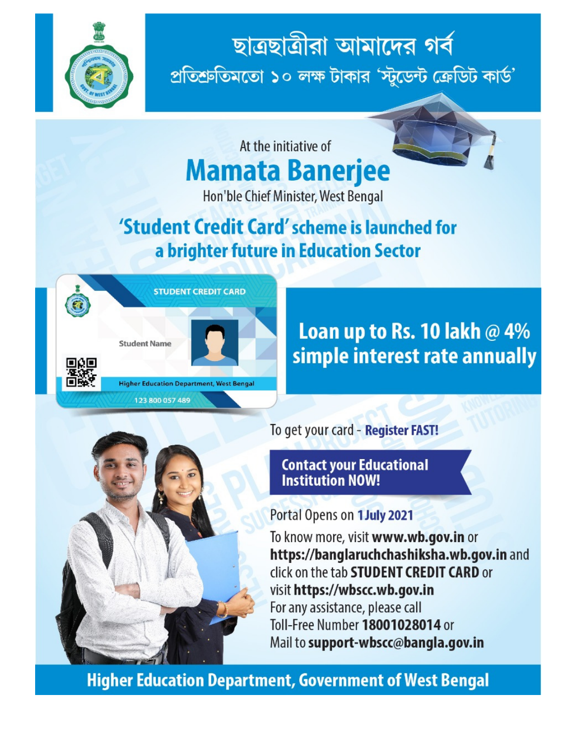# ছাত্রছাত্রীরা আমাদের গর্ব

## প্রতিশ্রুতিমতো ১০ লক্ষ টাকার 'স্টুডেন্ট ক্রেডিট কার্ড'

At the initiative of

# Mamata Banerjee

Hon'ble Chief Minister, West Bengal

## 'Student Credit Card' scheme is launched for a brighter future in Education Sector

STUDENT CREDIT CARD

Student Name

Higher Education Department, West Bengal

123 800 057 489

## Loan up to Rs. 10 lakh @ 4% simple interest rate annually

To get your card - **Register FAST!**

**Contact your Educational Institution NOW!**

Portal Opens on **1 July 2021**

To know more, visit **www.wb.gov.in** or **https://banglaruchchashiksha.wb.gov.in** and click on the tab **STUDENT CREDIT CARD** or visit **https://wbscc.wb.gov.in**

For any assistance, please call Toll-Free Number **18001028014** or Mail to **support-wbscc@bangla.gov.in**

**Higher Education Department, Government of West Bengal**